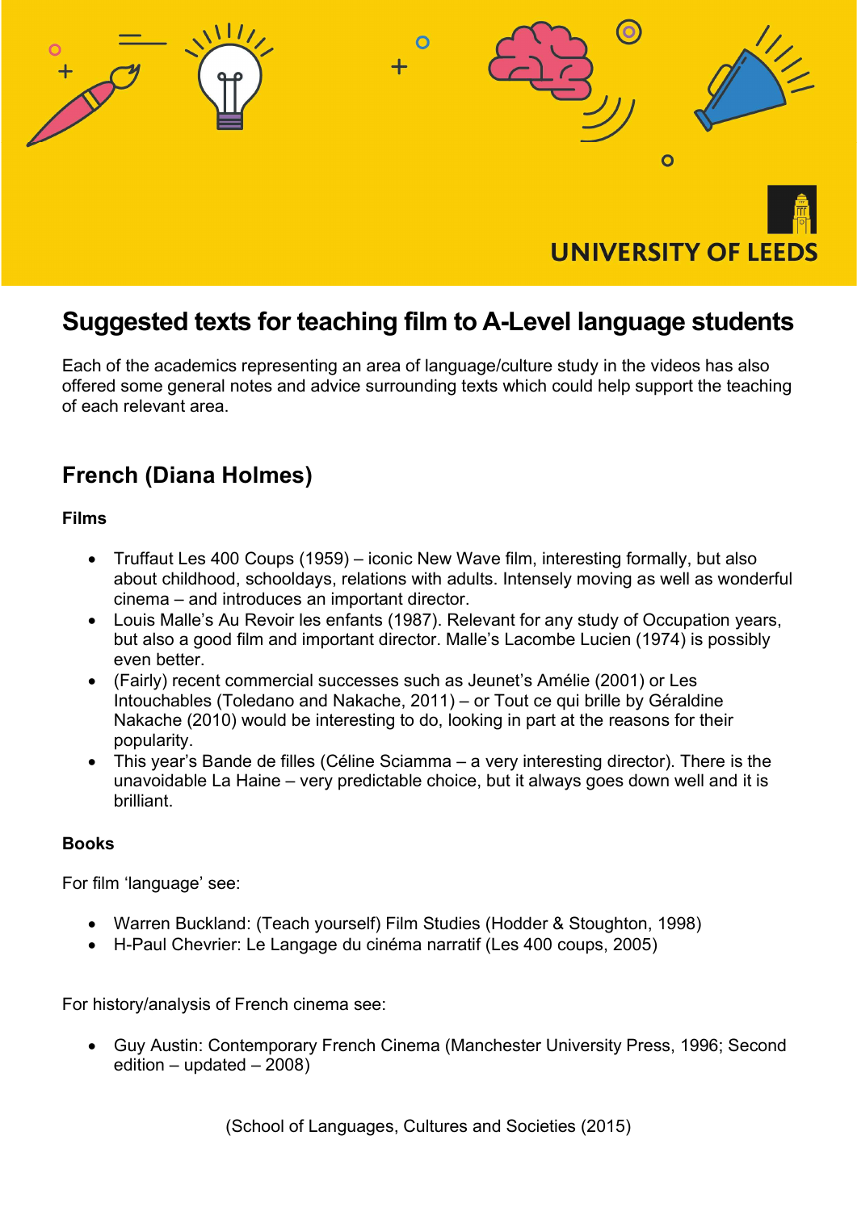UNIVERSITY OF LEEDS

# Suggested texts for teaching film to A-Level language students

Each of the academics representing an area of language/culture study in the videos has also offered some general notes and advice surrounding texts which could help support the teaching of each relevant area.

## French (Diana Holmes)

### Films

- Truffaut Les 400 Coups (1959) – iconic New Wave film, interesting formally, but also about childhood, schooldays, relations with adults. Intensely moving as well as wonderful cinema – and introduces an important director.
- Louis Malle's Au Revoir les enfants (1987). Relevant for any study of Occupation years, but also a good film and important director. Malle's Lacombe Lucien (1974) is possibly even better.
- (Fairly) recent commercial successes such as Jeunet's Amélie (2001) or Les Intouchables (Toledano and Nakache, 2011) – or Tout ce qui brille by Géraldine Nakache (2010) would be interesting to do, looking in part at the reasons for their popularity.
- This year's Bande de filles (Céline Sciamma – a very interesting director). There is the unavoidable La Haine – very predictable choice, but it always goes down well and it is brilliant.

### Books

For film 'language' see:

- Warren Buckland: (Teach yourself) Film Studies (Hodder & Stoughton, 1998)
- H-Paul Chevrier: Le Langage du cinéma narratif (Les 400 coups, 2005)

For history/analysis of French cinema see:

- Guy Austin: Contemporary French Cinema (Manchester University Press, 1996; Second edition – updated – 2008)

(School of Languages, Cultures and Societies (2015)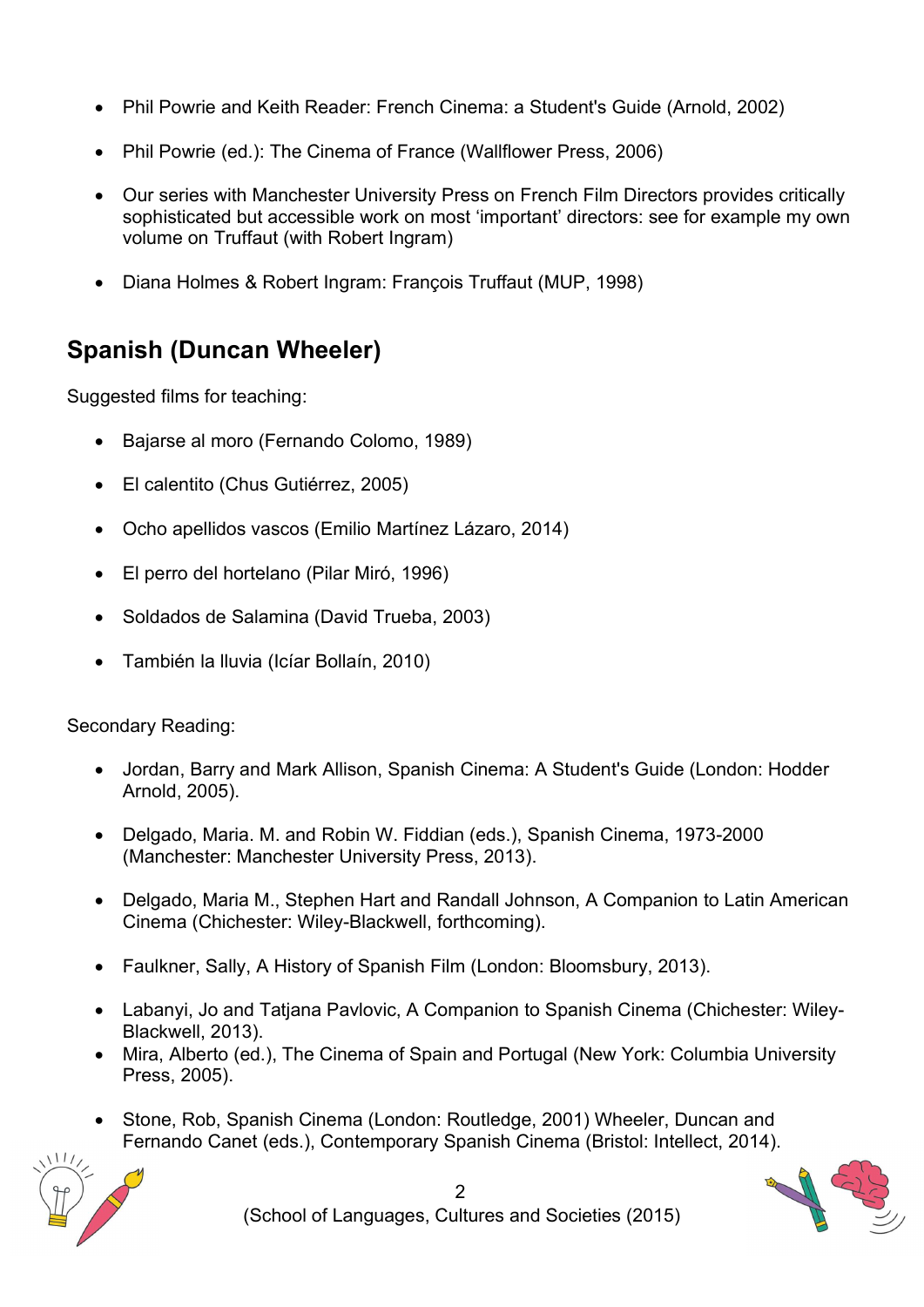- Phil Powrie and Keith Reader: French Cinema: a Student's Guide (Arnold, 2002)
- Phil Powrie (ed.): The Cinema of France (Wallflower Press, 2006)
- Our series with Manchester University Press on French Film Directors provides critically sophisticated but accessible work on most 'important' directors: see for example my own volume on Truffaut (with Robert Ingram)
- Diana Holmes & Robert Ingram: François Truffaut (MUP, 1998)

## Spanish (Duncan Wheeler)

Suggested films for teaching:

- Bajarse al moro (Fernando Colomo, 1989)
- El calentito (Chus Gutiérrez, 2005)
- Ocho apellidos vascos (Emilio Martínez Lázaro, 2014)
- El perro del hortelano (Pilar Miró, 1996)
- Soldados de Salamina (David Trueba, 2003)
- También la lluvia (Icíar Bollaín, 2010)

Secondary Reading:

- Jordan, Barry and Mark Allison, Spanish Cinema: A Student's Guide (London: Hodder Arnold, 2005).
- Delgado, Maria. M. and Robin W. Fiddian (eds.), Spanish Cinema, 1973-2000 (Manchester: Manchester University Press, 2013).
- Delgado, Maria M., Stephen Hart and Randall Johnson, A Companion to Latin American Cinema (Chichester: Wiley-Blackwell, forthcoming).
- Faulkner, Sally, A History of Spanish Film (London: Bloomsbury, 2013).
- Labanyi, Jo and Tatjana Pavlovic, A Companion to Spanish Cinema (Chichester: Wiley-Blackwell, 2013).
- Mira, Alberto (ed.), The Cinema of Spain and Portugal (New York: Columbia University Press, 2005).
- Stone, Rob, Spanish Cinema (London: Routledge, 2001) Wheeler, Duncan and Fernando Canet (eds.), Contemporary Spanish Cinema (Bristol: Intellect, 2014).

(School of Languages, Cultures and Societies (2015)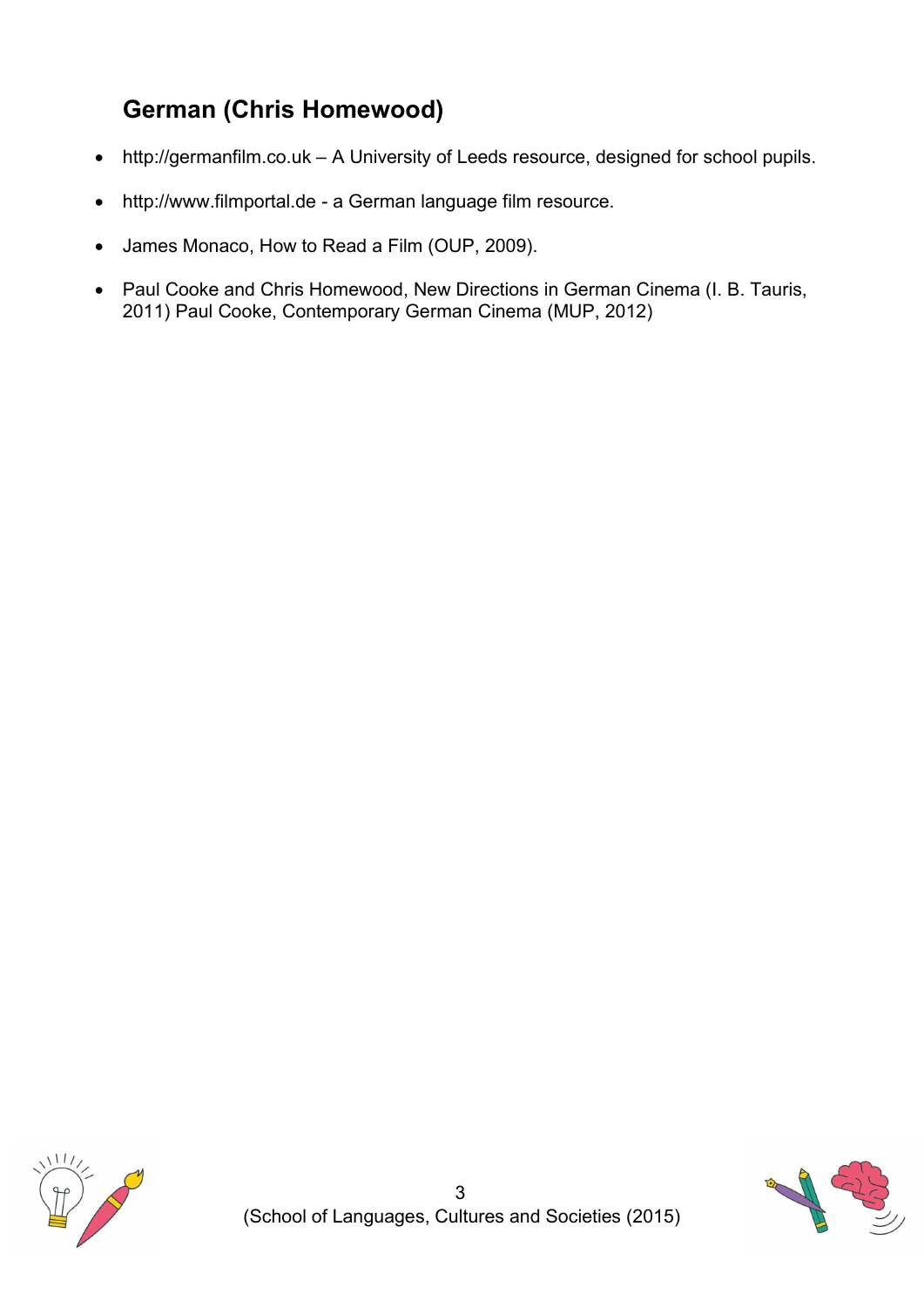## German (Chris Homewood)

- http://germanfilm.co.uk – A University of Leeds resource, designed for school pupils.
- http://www.filmportal.de - a German language film resource.
- James Monaco, How to Read a Film (OUP, 2009).
- Paul Cooke and Chris Homewood, New Directions in German Cinema (I. B. Tauris, 2011) Paul Cooke, Contemporary German Cinema (MUP, 2012)

(School of Languages, Cultures and Societies (2015)